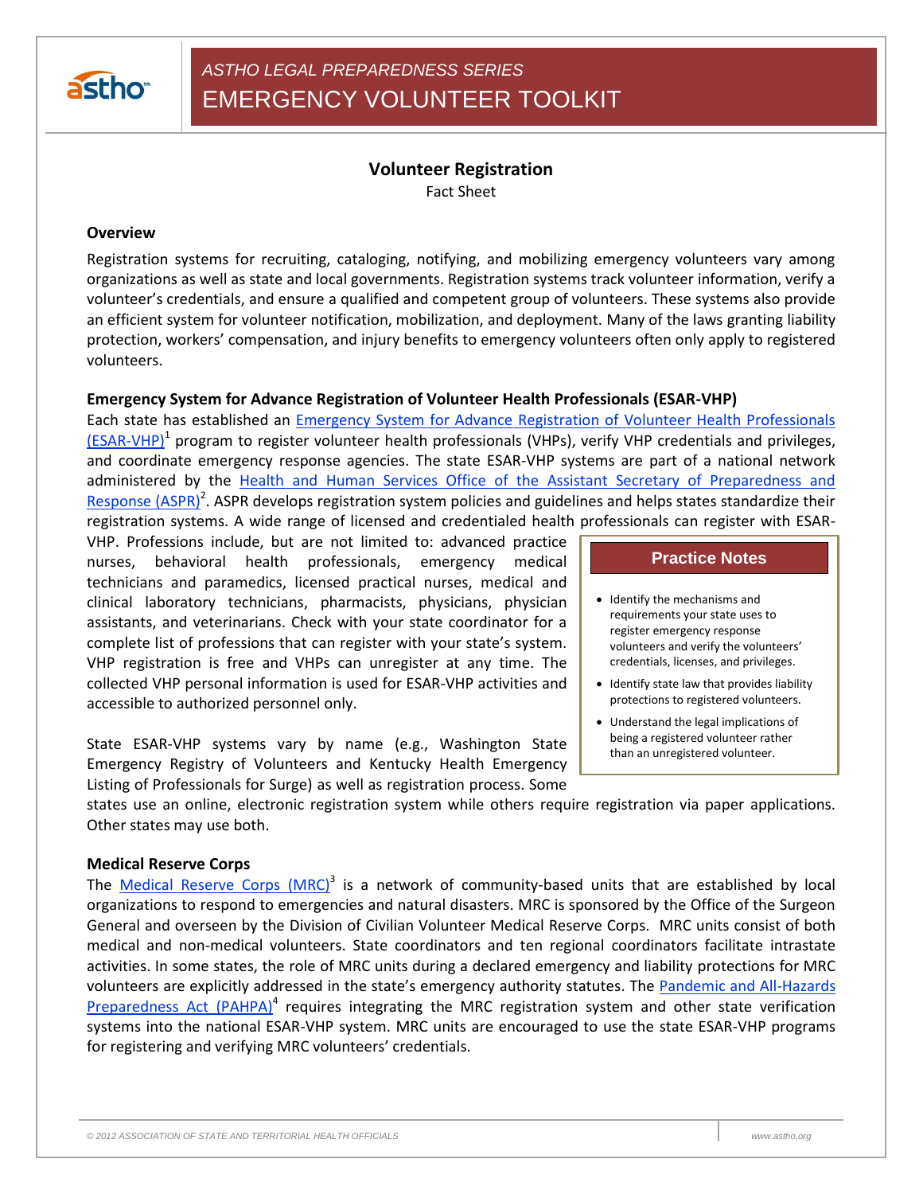ASTHO LEGAL PREPAREDNESS SERIES

# EMERGENCY VOLUNTEER TOOLKIT

## Volunteer Registration

Fact Sheet

### Overview

Registration systems for recruiting, cataloging, notifying, and mobilizing emergency volunteers vary among organizations as well as state and local governments. Registration systems track volunteer information, verify a volunteer's credentials, and ensure a qualified and competent group of volunteers. These systems also provide an efficient system for volunteer notification, mobilization, and deployment. Many of the laws granting liability protection, workers' compensation, and injury benefits to emergency volunteers often only apply to registered volunteers.

### Emergency System for Advance Registration of Volunteer Health Professionals (ESAR-VHP)

Each state has established an Emergency System for Advance Registration of Volunteer Health Professionals (ESAR-VHP)[1] program to register volunteer health professionals (VHPs), verify VHP credentials and privileges, and coordinate emergency response agencies. The state ESAR-VHP systems are part of a national network administered by the Health and Human Services Office of the Assistant Secretary of Preparedness and Response (ASPR)[2]. ASPR develops registration system policies and guidelines and helps states standardize their registration systems. A wide range of licensed and credentialed health professionals can register with ESAR-VHP. Professions include, but are not limited to: advanced practice nurses, behavioral health professionals, emergency medical technicians and paramedics, licensed practical nurses, medical and clinical laboratory technicians, pharmacists, physicians, physician assistants, and veterinarians. Check with your state coordinator for a complete list of professions that can register with your state's system. VHP registration is free and VHPs can unregister at any time. The collected VHP personal information is used for ESAR-VHP activities and accessible to authorized personnel only.

State ESAR-VHP systems vary by name (e.g., Washington State Emergency Registry of Volunteers and Kentucky Health Emergency Listing of Professionals for Surge) as well as registration process. Some states use an online, electronic registration system while others require registration via paper applications. Other states may use both.

> **Practice Notes**
>
> - Identify the mechanisms and requirements your state uses to register emergency response volunteers and verify the volunteers' credentials, licenses, and privileges.
> - Identify state law that provides liability protections to registered volunteers.
> - Understand the legal implications of being a registered volunteer rather than an unregistered volunteer.

### Medical Reserve Corps

The Medical Reserve Corps (MRC)[3] is a network of community-based units that are established by local organizations to respond to emergencies and natural disasters. MRC is sponsored by the Office of the Surgeon General and overseen by the Division of Civilian Volunteer Medical Reserve Corps. MRC units consist of both medical and non-medical volunteers. State coordinators and ten regional coordinators facilitate intrastate activities. In some states, the role of MRC units during a declared emergency and liability protections for MRC volunteers are explicitly addressed in the state's emergency authority statutes. The Pandemic and All-Hazards Preparedness Act (PAHPA)[4] requires integrating the MRC registration system and other state verification systems into the national ESAR-VHP system. MRC units are encouraged to use the state ESAR-VHP programs for registering and verifying MRC volunteers' credentials.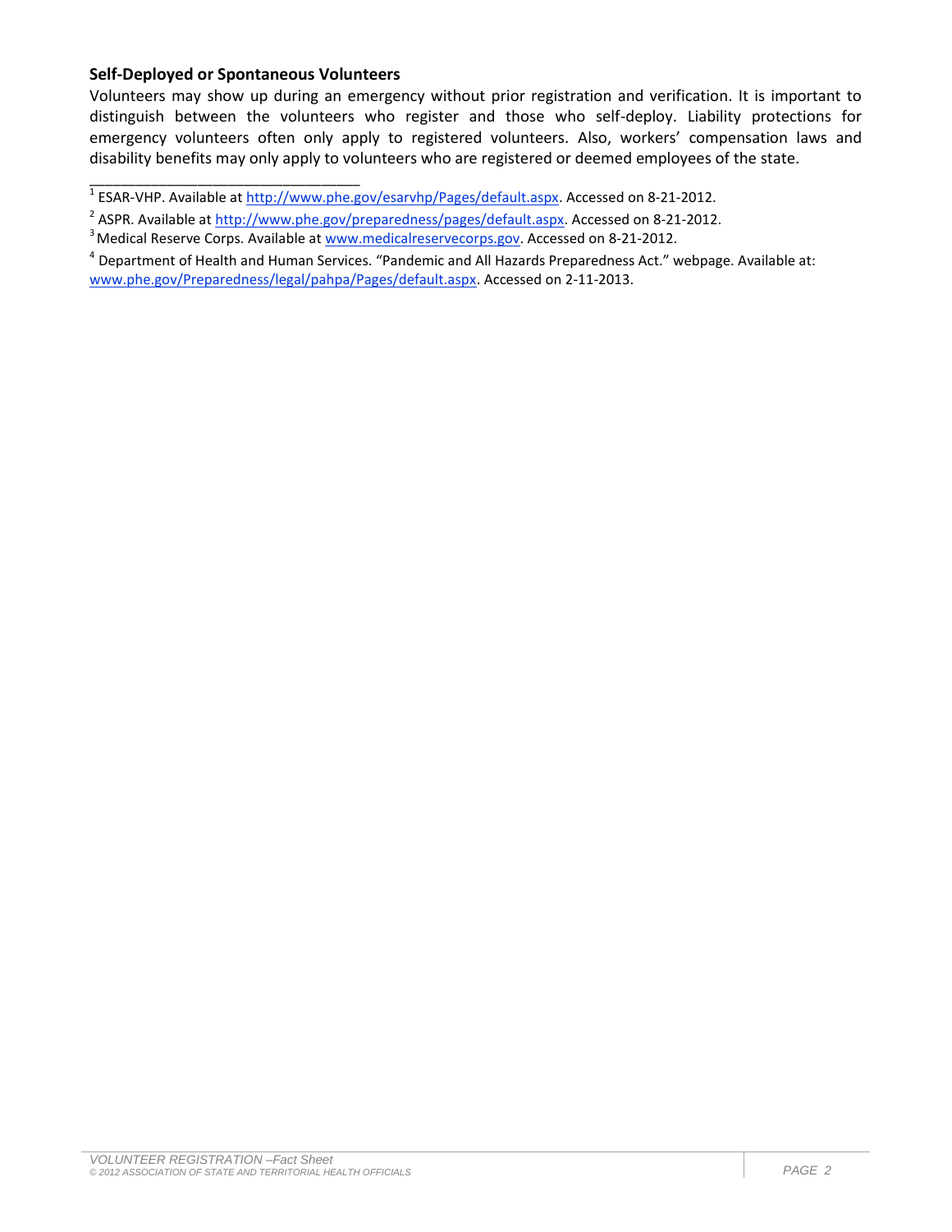### Self-Deployed or Spontaneous Volunteers

Volunteers may show up during an emergency without prior registration and verification. It is important to distinguish between the volunteers who register and those who self-deploy. Liability protections for emergency volunteers often only apply to registered volunteers. Also, workers' compensation laws and disability benefits may only apply to volunteers who are registered or deemed employees of the state.

---

[1] ESAR-VHP. Available at http://www.phe.gov/esarvhp/Pages/default.aspx. Accessed on 8-21-2012.

[2] ASPR. Available at http://www.phe.gov/preparedness/pages/default.aspx. Accessed on 8-21-2012.

[3] Medical Reserve Corps. Available at www.medicalreservecorps.gov. Accessed on 8-21-2012.

[4] Department of Health and Human Services. "Pandemic and All Hazards Preparedness Act." webpage. Available at: www.phe.gov/Preparedness/legal/pahpa/Pages/default.aspx. Accessed on 2-11-2013.